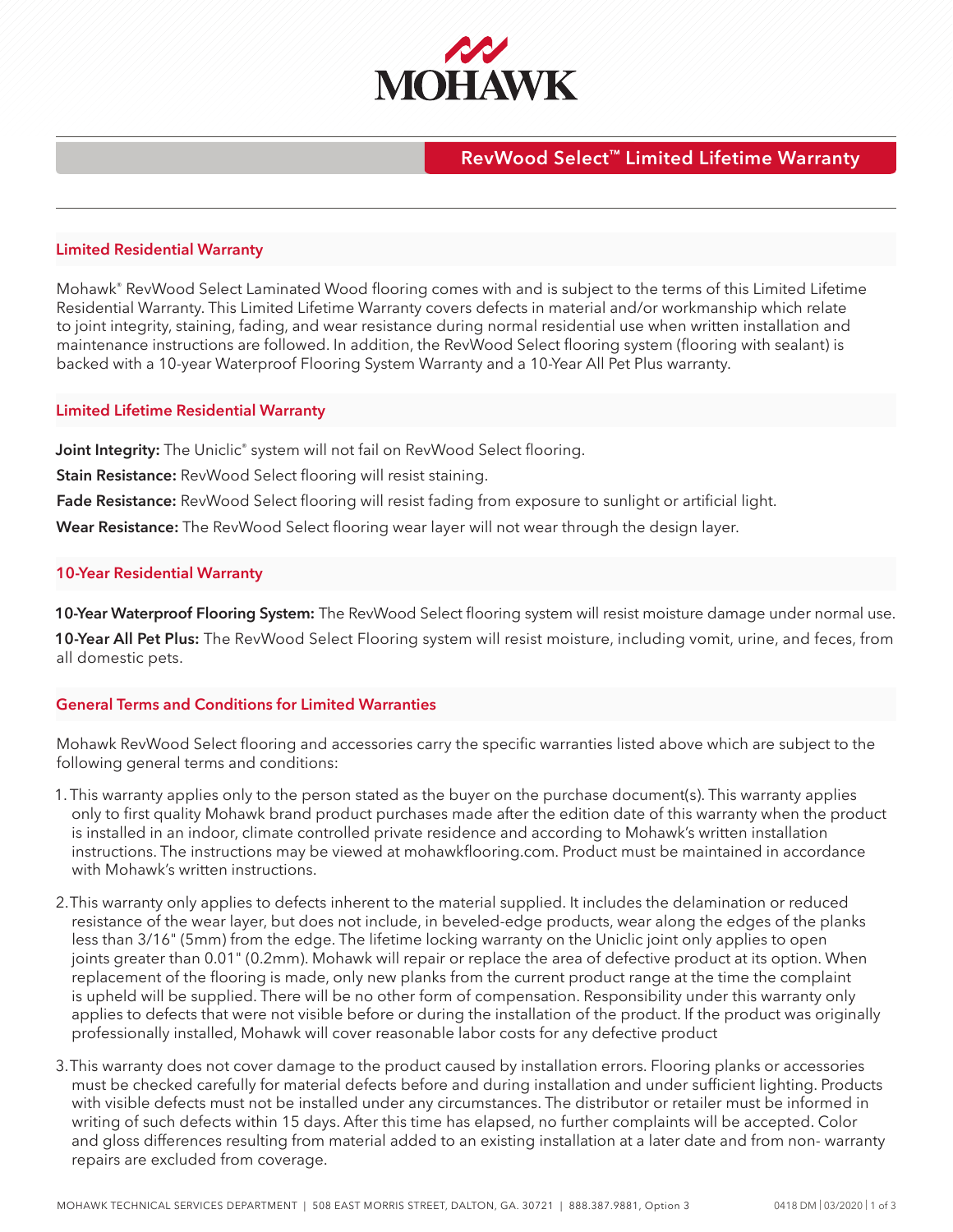MOHAWK

# RevWood Select™ Limited Lifetime Warranty

## Limited Residential Warranty

Mohawk® RevWood Select Laminated Wood flooring comes with and is subject to the terms of this Limited Lifetime Residential Warranty. This Limited Lifetime Warranty covers defects in material and/or workmanship which relate to joint integrity, staining, fading, and wear resistance during normal residential use when written installation and maintenance instructions are followed. In addition, the RevWood Select flooring system (flooring with sealant) is backed with a 10-year Waterproof Flooring System Warranty and a 10-Year All Pet Plus warranty.

## Limited Lifetime Residential Warranty

**Joint Integrity:** The Uniclic® system will not fail on RevWood Select flooring.

**Stain Resistance:** RevWood Select flooring will resist staining.

**Fade Resistance:** RevWood Select flooring will resist fading from exposure to sunlight or artificial light.

**Wear Resistance:** The RevWood Select flooring wear layer will not wear through the design layer.

## 10-Year Residential Warranty

**10-Year Waterproof Flooring System:** The RevWood Select flooring system will resist moisture damage under normal use.

**10-Year All Pet Plus:** The RevWood Select Flooring system will resist moisture, including vomit, urine, and feces, from all domestic pets.

## General Terms and Conditions for Limited Warranties

Mohawk RevWood Select flooring and accessories carry the specific warranties listed above which are subject to the following general terms and conditions:

1. This warranty applies only to the person stated as the buyer on the purchase document(s). This warranty applies only to first quality Mohawk brand product purchases made after the edition date of this warranty when the product is installed in an indoor, climate controlled private residence and according to Mohawk's written installation instructions. The instructions may be viewed at mohawkflooring.com. Product must be maintained in accordance with Mohawk's written instructions.

2. This warranty only applies to defects inherent to the material supplied. It includes the delamination or reduced resistance of the wear layer, but does not include, in beveled-edge products, wear along the edges of the planks less than 3/16" (5mm) from the edge. The lifetime locking warranty on the Uniclic joint only applies to open joints greater than 0.01" (0.2mm). Mohawk will repair or replace the area of defective product at its option. When replacement of the flooring is made, only new planks from the current product range at the time the complaint is upheld will be supplied. There will be no other form of compensation. Responsibility under this warranty only applies to defects that were not visible before or during the installation of the product. If the product was originally professionally installed, Mohawk will cover reasonable labor costs for any defective product

3. This warranty does not cover damage to the product caused by installation errors. Flooring planks or accessories must be checked carefully for material defects before and during installation and under sufficient lighting. Products with visible defects must not be installed under any circumstances. The distributor or retailer must be informed in writing of such defects within 15 days. After this time has elapsed, no further complaints will be accepted. Color and gloss differences resulting from material added to an existing installation at a later date and from non- warranty repairs are excluded from coverage.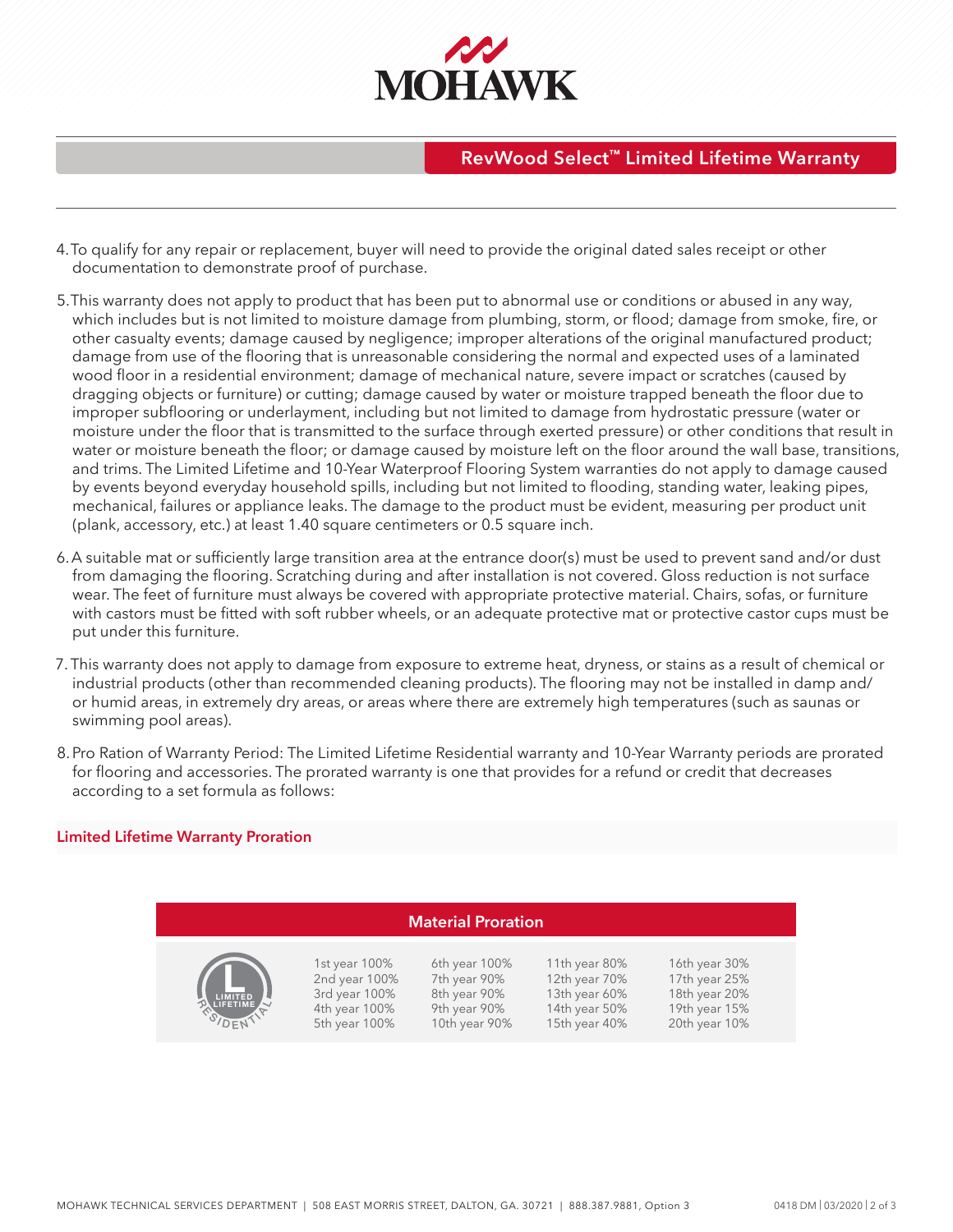# RevWood Select™ Limited Lifetime Warranty

4. To qualify for any repair or replacement, buyer will need to provide the original dated sales receipt or other documentation to demonstrate proof of purchase.

5. This warranty does not apply to product that has been put to abnormal use or conditions or abused in any way, which includes but is not limited to moisture damage from plumbing, storm, or flood; damage from smoke, fire, or other casualty events; damage caused by negligence; improper alterations of the original manufactured product; damage from use of the flooring that is unreasonable considering the normal and expected uses of a laminated wood floor in a residential environment; damage of mechanical nature, severe impact or scratches (caused by dragging objects or furniture) or cutting; damage caused by water or moisture trapped beneath the floor due to improper subflooring or underlayment, including but not limited to damage from hydrostatic pressure (water or moisture under the floor that is transmitted to the surface through exerted pressure) or other conditions that result in water or moisture beneath the floor; or damage caused by moisture left on the floor around the wall base, transitions, and trims. The Limited Lifetime and 10-Year Waterproof Flooring System warranties do not apply to damage caused by events beyond everyday household spills, including but not limited to flooding, standing water, leaking pipes, mechanical, failures or appliance leaks. The damage to the product must be evident, measuring per product unit (plank, accessory, etc.) at least 1.40 square centimeters or 0.5 square inch.

6. A suitable mat or sufficiently large transition area at the entrance door(s) must be used to prevent sand and/or dust from damaging the flooring. Scratching during and after installation is not covered. Gloss reduction is not surface wear. The feet of furniture must always be covered with appropriate protective material. Chairs, sofas, or furniture with castors must be fitted with soft rubber wheels, or an adequate protective mat or protective castor cups must be put under this furniture.

7. This warranty does not apply to damage from exposure to extreme heat, dryness, or stains as a result of chemical or industrial products (other than recommended cleaning products). The flooring may not be installed in damp and/or humid areas, in extremely dry areas, or areas where there are extremely high temperatures (such as saunas or swimming pool areas).

8. Pro Ration of Warranty Period: The Limited Lifetime Residential warranty and 10-Year Warranty periods are prorated for flooring and accessories. The prorated warranty is one that provides for a refund or credit that decreases according to a set formula as follows:

## Limited Lifetime Warranty Proration

**Material Proration**

| | | | |
|---|---|---|---|
| 1st year 100% | 6th year 100% | 11th year 80% | 16th year 30% |
| 2nd year 100% | 7th year 90% | 12th year 70% | 17th year 25% |
| 3rd year 100% | 8th year 90% | 13th year 60% | 18th year 20% |
| 4th year 100% | 9th year 90% | 14th year 50% | 19th year 15% |
| 5th year 100% | 10th year 90% | 15th year 40% | 20th year 10% |

MOHAWK TECHNICAL SERVICES DEPARTMENT | 508 EAST MORRIS STREET, DALTON, GA. 30721 | 888.387.9881, Option 3

0418 DM | 03/2020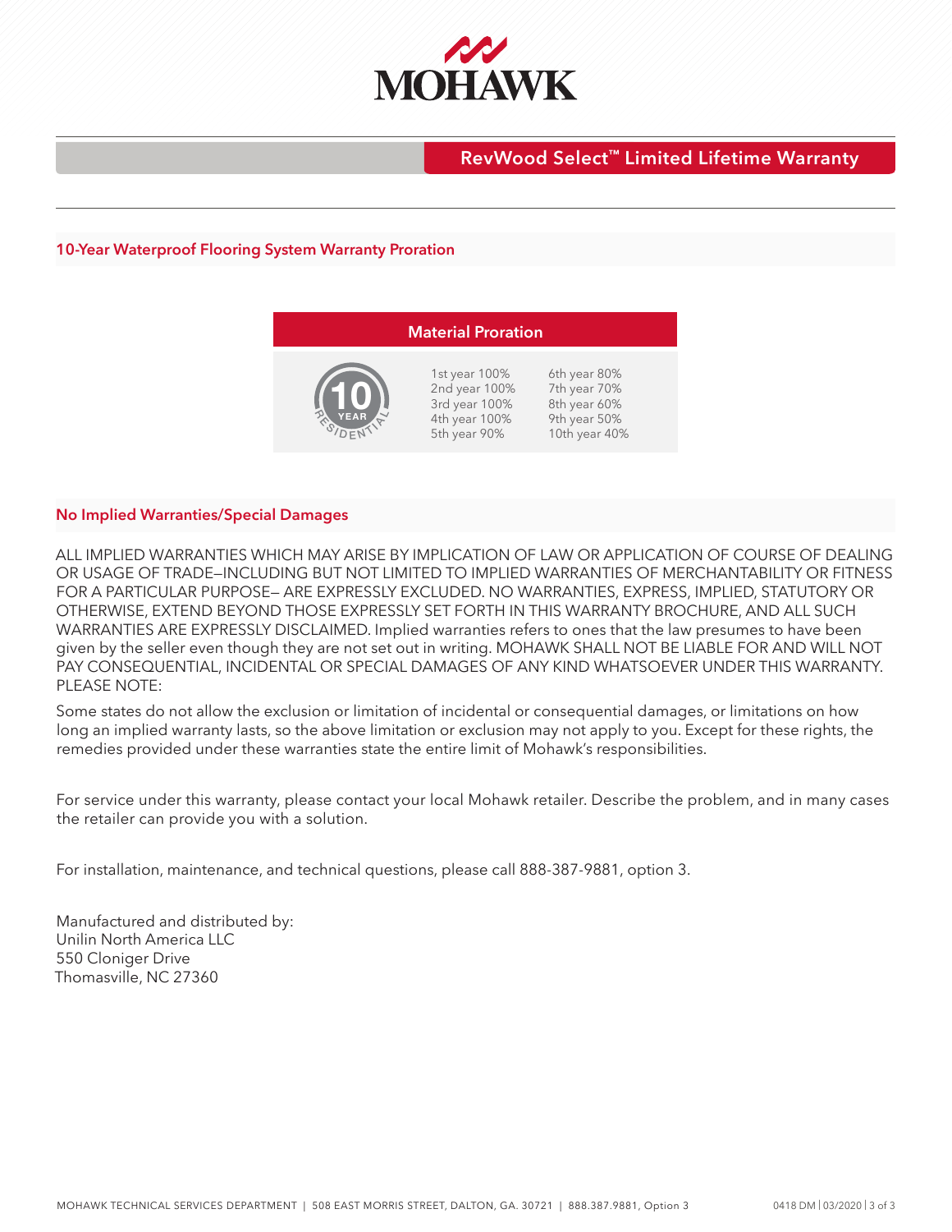# MOHAWK

## RevWood Select™ Limited Lifetime Warranty

### 10-Year Waterproof Flooring System Warranty Proration

**Material Proration**

10 YEAR RESIDENTIAL

| | |
|---|---|
| 1st year 100% | 6th year 80% |
| 2nd year 100% | 7th year 70% |
| 3rd year 100% | 8th year 60% |
| 4th year 100% | 9th year 50% |
| 5th year 90% | 10th year 40% |

### No Implied Warranties/Special Damages

ALL IMPLIED WARRANTIES WHICH MAY ARISE BY IMPLICATION OF LAW OR APPLICATION OF COURSE OF DEALING OR USAGE OF TRADE—INCLUDING BUT NOT LIMITED TO IMPLIED WARRANTIES OF MERCHANTABILITY OR FITNESS FOR A PARTICULAR PURPOSE— ARE EXPRESSLY EXCLUDED. NO WARRANTIES, EXPRESS, IMPLIED, STATUTORY OR OTHERWISE, EXTEND BEYOND THOSE EXPRESSLY SET FORTH IN THIS WARRANTY BROCHURE, AND ALL SUCH WARRANTIES ARE EXPRESSLY DISCLAIMED. Implied warranties refers to ones that the law presumes to have been given by the seller even though they are not set out in writing. MOHAWK SHALL NOT BE LIABLE FOR AND WILL NOT PAY CONSEQUENTIAL, INCIDENTAL OR SPECIAL DAMAGES OF ANY KIND WHATSOEVER UNDER THIS WARRANTY. PLEASE NOTE:

Some states do not allow the exclusion or limitation of incidental or consequential damages, or limitations on how long an implied warranty lasts, so the above limitation or exclusion may not apply to you. Except for these rights, the remedies provided under these warranties state the entire limit of Mohawk's responsibilities.

For service under this warranty, please contact your local Mohawk retailer. Describe the problem, and in many cases the retailer can provide you with a solution.

For installation, maintenance, and technical questions, please call 888-387-9881, option 3.

Manufactured and distributed by:
Unilin North America LLC
550 Cloniger Drive
Thomasville, NC 27360

MOHAWK TECHNICAL SERVICES DEPARTMENT | 508 EAST MORRIS STREET, DALTON, GA. 30721 | 888.387.9881, Option 3

0418 DM | 03/2020